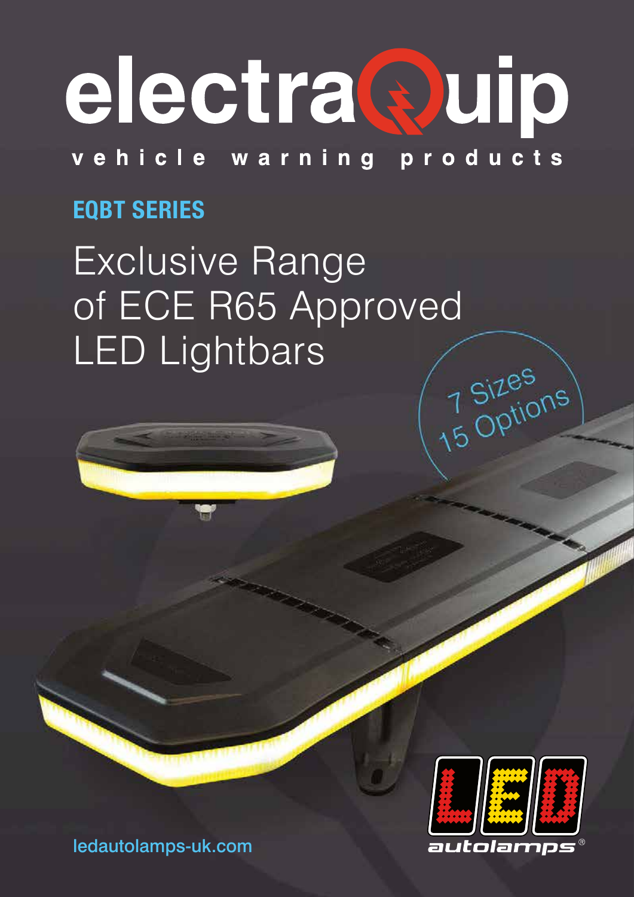# electraQuip

vehicle warning products

## EQBT SERIES

# Exclusive Range of ECE R65 Approved LED Lightbars

7 Sizes
15 Options

ledautolamps-uk.com

LED autolamps®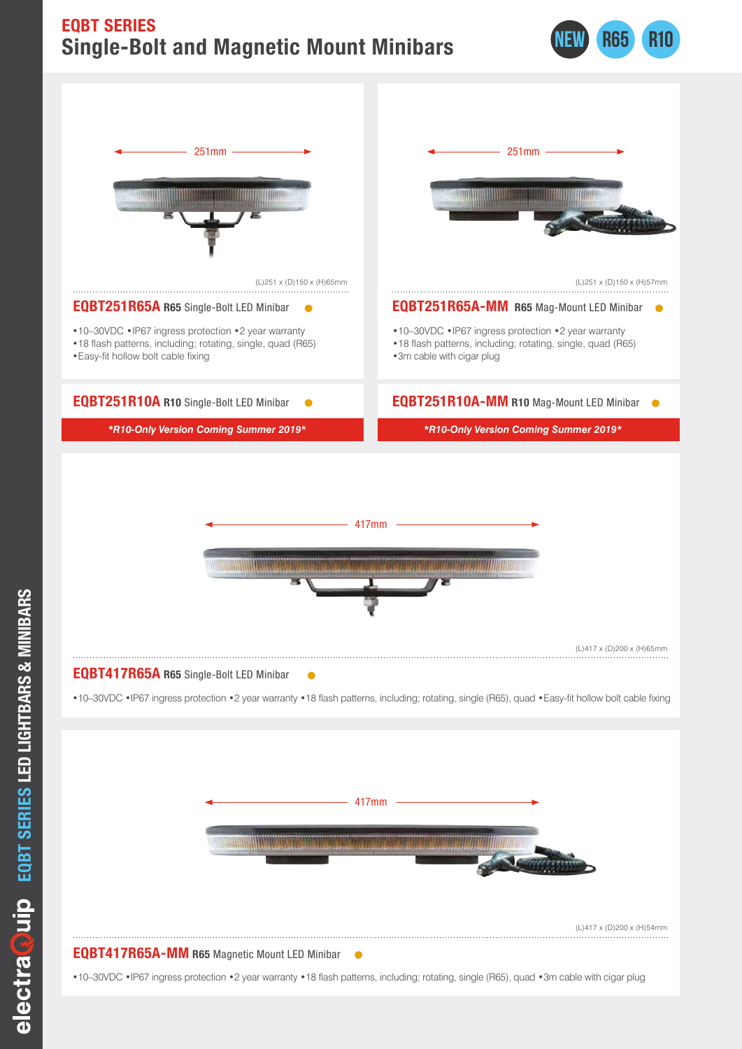# EQBT SERIES
## Single-Bolt and Magnetic Mount Minibars

NEW R65 R10

251mm

(L)251 x (D)150 x (H)65mm

### EQBT251R65A R65 Single-Bolt LED Minibar

• 10–30VDC • IP67 ingress protection • 2 year warranty
• 18 flash patterns, including; rotating, single, quad (R65)
• Easy-fit hollow bolt cable fixing

### EQBT251R10A R10 Single-Bolt LED Minibar

***R10-Only Version Coming Summer 2019***

251mm

(L)251 x (D)150 x (H)57mm

### EQBT251R65A-MM R65 Mag-Mount LED Minibar

• 10–30VDC • IP67 ingress protection • 2 year warranty
• 18 flash patterns, including; rotating, single, quad (R65)
• 3m cable with cigar plug

### EQBT251R10A-MM R10 Mag-Mount LED Minibar

***R10-Only Version Coming Summer 2019***

417mm

(L)417 x (D)200 x (H)65mm

### EQBT417R65A R65 Single-Bolt LED Minibar

• 10–30VDC • IP67 ingress protection • 2 year warranty • 18 flash patterns, including; rotating, single (R65), quad • Easy-fit hollow bolt cable fixing

417mm

(L)417 x (D)200 x (H)54mm

### EQBT417R65A-MM R65 Magnetic Mount LED Minibar

• 10–30VDC • IP67 ingress protection • 2 year warranty • 18 flash patterns, including; rotating, single (R65), quad • 3m cable with cigar plug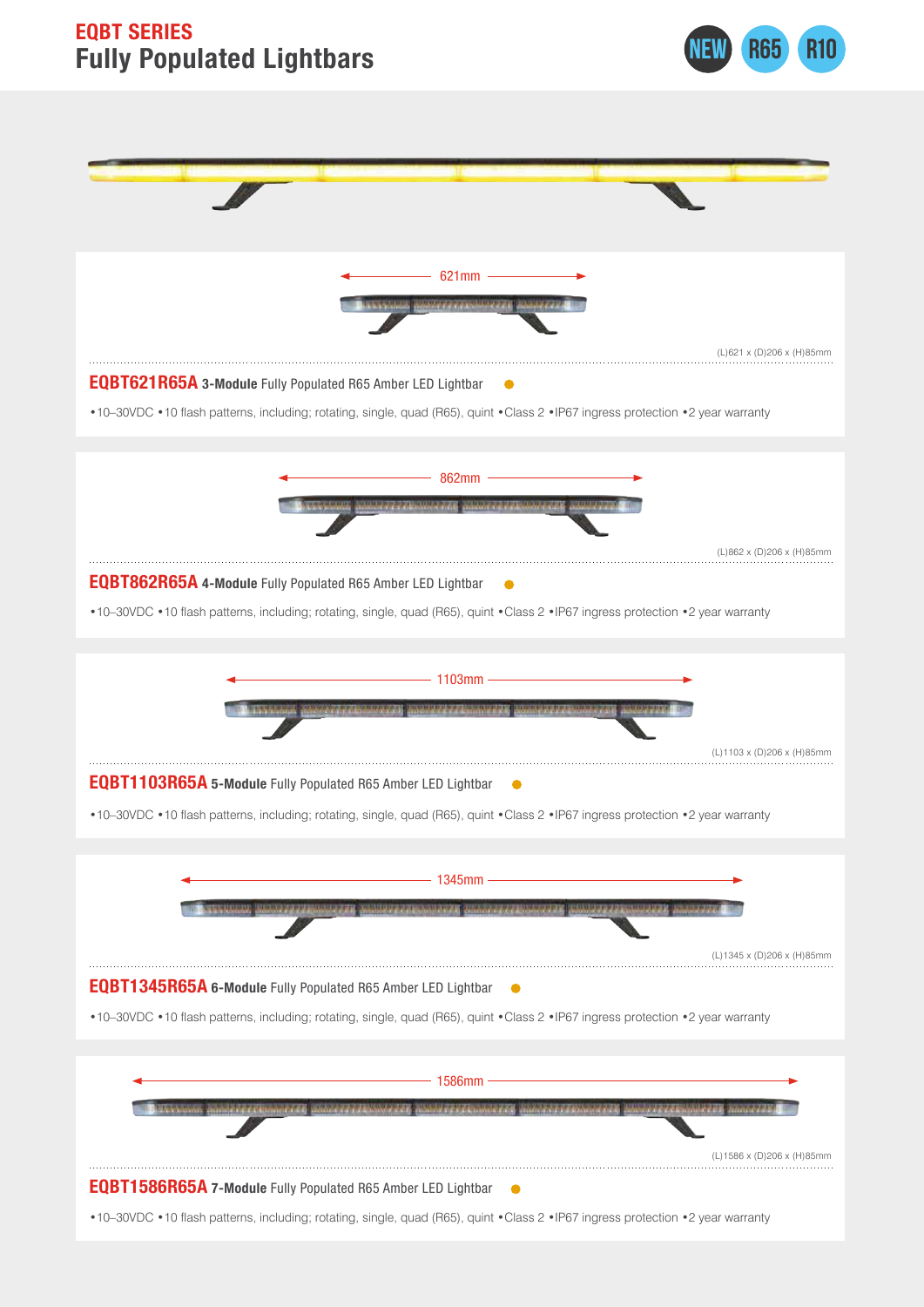# EQBT SERIES
## Fully Populated Lightbars

NEW R65 R10

621mm

(L)621 x (D)206 x (H)85mm

**EQBT621R65A** **3-Module** Fully Populated R65 Amber LED Lightbar

•10–30VDC •10 flash patterns, including; rotating, single, quad (R65), quint •Class 2 •IP67 ingress protection •2 year warranty

862mm

(L)862 x (D)206 x (H)85mm

**EQBT862R65A** **4-Module** Fully Populated R65 Amber LED Lightbar

•10–30VDC •10 flash patterns, including; rotating, single, quad (R65), quint •Class 2 •IP67 ingress protection •2 year warranty

1103mm

(L)1103 x (D)206 x (H)85mm

**EQBT1103R65A** **5-Module** Fully Populated R65 Amber LED Lightbar

•10–30VDC •10 flash patterns, including; rotating, single, quad (R65), quint •Class 2 •IP67 ingress protection •2 year warranty

1345mm

(L)1345 x (D)206 x (H)85mm

**EQBT1345R65A** **6-Module** Fully Populated R65 Amber LED Lightbar

•10–30VDC •10 flash patterns, including; rotating, single, quad (R65), quint •Class 2 •IP67 ingress protection •2 year warranty

1586mm

(L)1586 x (D)206 x (H)85mm

**EQBT1586R65A** **7-Module** Fully Populated R65 Amber LED Lightbar

•10–30VDC •10 flash patterns, including; rotating, single, quad (R65), quint •Class 2 •IP67 ingress protection •2 year warranty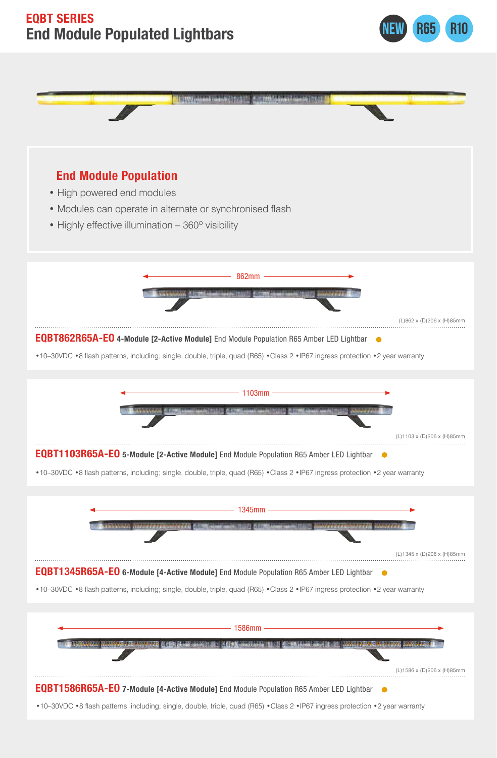# EQBT SERIES

## End Module Populated Lightbars

NEW R65 R10

### End Module Population

- High powered end modules
- Modules can operate in alternate or synchronised flash
- Highly effective illumination – 360º visibility

862mm

(L)862 x (D)206 x (H)85mm

**EQBT862R65A-EO** **4-Module [2-Active Module]** End Module Population R65 Amber LED Lightbar

•10–30VDC •8 flash patterns, including; single, double, triple, quad (R65) •Class 2 •IP67 ingress protection •2 year warranty

1103mm

(L)1103 x (D)206 x (H)85mm

**EQBT1103R65A-EO** **5-Module [2-Active Module]** End Module Population R65 Amber LED Lightbar

•10–30VDC •8 flash patterns, including; single, double, triple, quad (R65) •Class 2 •IP67 ingress protection •2 year warranty

1345mm

(L)1345 x (D)206 x (H)85mm

**EQBT1345R65A-EO** **6-Module [4-Active Module]** End Module Population R65 Amber LED Lightbar

•10–30VDC •8 flash patterns, including; single, double, triple, quad (R65) •Class 2 •IP67 ingress protection •2 year warranty

1586mm

(L)1586 x (D)206 x (H)85mm

**EQBT1586R65A-EO** **7-Module [4-Active Module]** End Module Population R65 Amber LED Lightbar

•10–30VDC •8 flash patterns, including; single, double, triple, quad (R65) •Class 2 •IP67 ingress protection •2 year warranty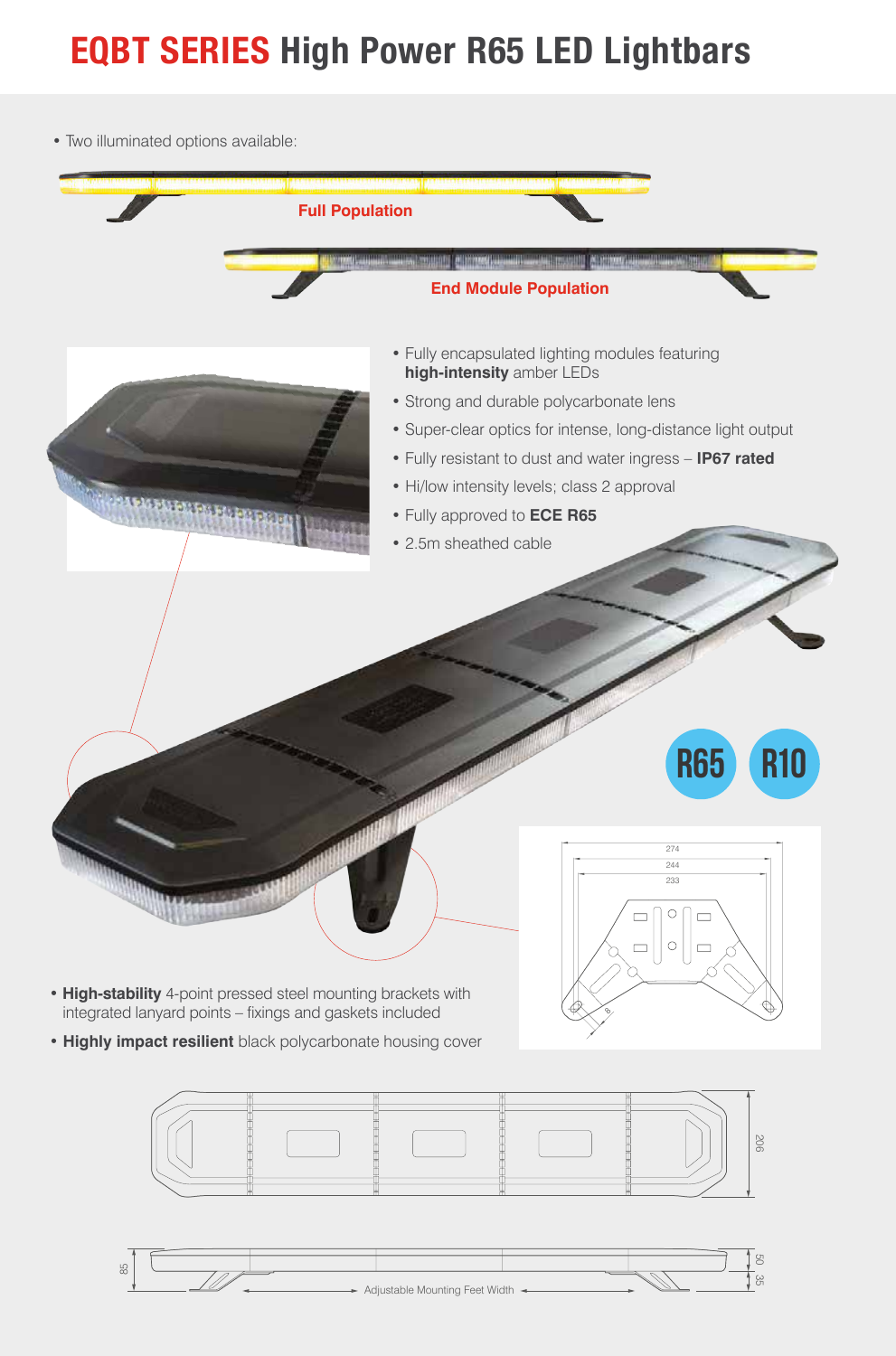# EQBT SERIES High Power R65 LED Lightbars

- Two illuminated options available:

**Full Population**

**End Module Population**

- Fully encapsulated lighting modules featuring **high-intensity** amber LEDs
- Strong and durable polycarbonate lens
- Super-clear optics for intense, long-distance light output
- Fully resistant to dust and water ingress – **IP67 rated**
- Hi/low intensity levels; class 2 approval
- Fully approved to **ECE R65**
- 2.5m sheathed cable

R65 R10

274
244
233
8

- **High-stability** 4-point pressed steel mounting brackets with integrated lanyard points – fixings and gaskets included
- **Highly impact resilient** black polycarbonate housing cover

206

85

50
35

Adjustable Mounting Feet Width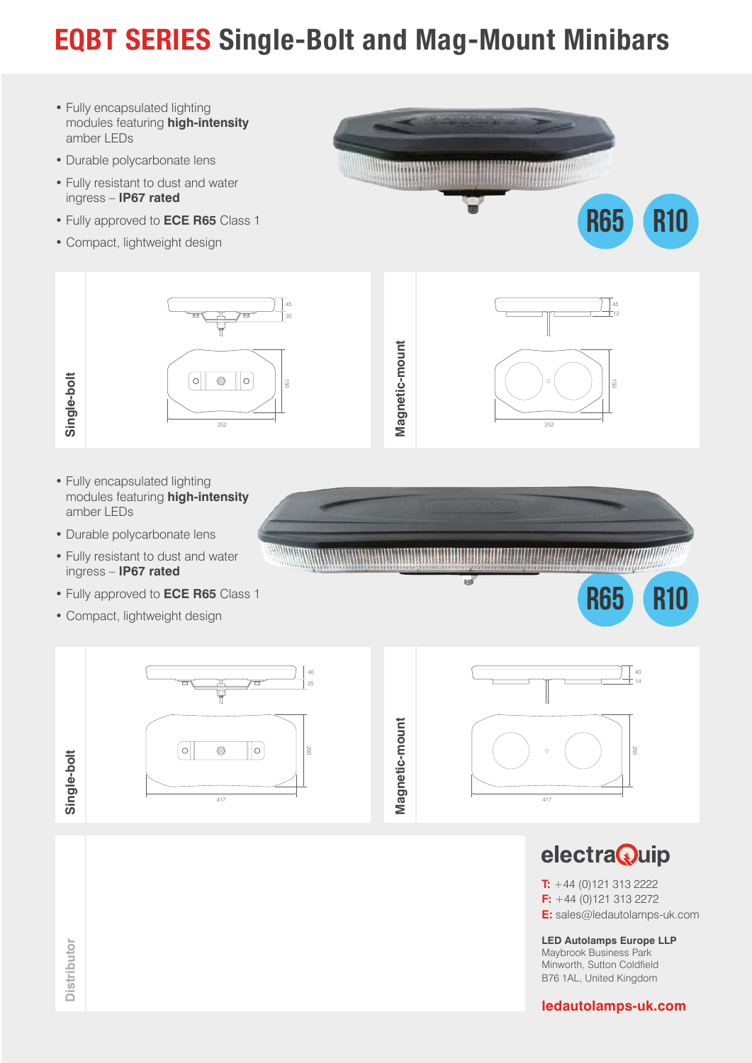# EQBT SERIES Single-Bolt and Mag-Mount Minibars

- Fully encapsulated lighting modules featuring **high-intensity** amber LEDs
- Durable polycarbonate lens
- Fully resistant to dust and water ingress – **IP67 rated**
- Fully approved to **ECE R65** Class 1
- Compact, lightweight design

R65 R10

**Single-bolt**

45
20
150
252

**Magnetic-mount**

45
12
150
252

- Fully encapsulated lighting modules featuring **high-intensity** amber LEDs
- Durable polycarbonate lens
- Fully resistant to dust and water ingress – **IP67 rated**
- Fully approved to **ECE R65** Class 1
- Compact, lightweight design

R65 R10

**Single-bolt**

40
25
200
417

**Magnetic-mount**

40
14
200
417

Distributor

**electraQuip**

**T:** +44 (0)121 313 2222
**F:** +44 (0)121 313 2272
**E:** sales@ledautolamps-uk.com

**LED Autolamps Europe LLP**
Maybrook Business Park
Minworth, Sutton Coldfield
B76 1AL, United Kingdom

**ledautolamps-uk.com**